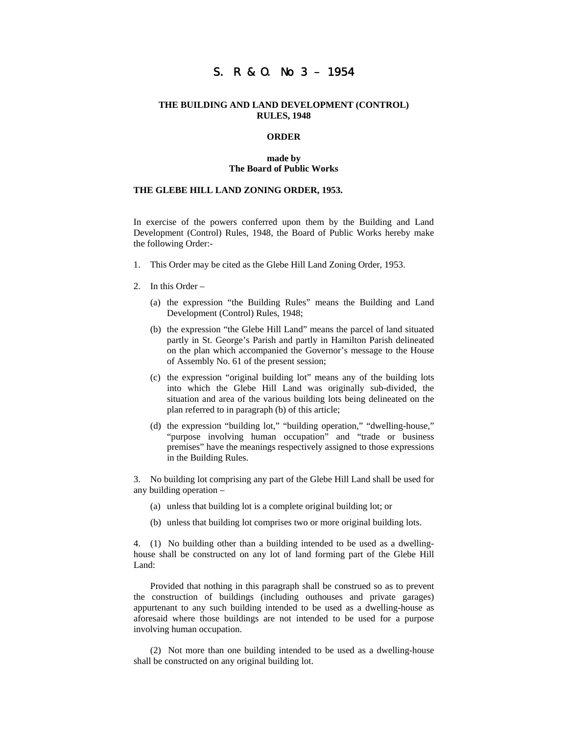# S. R & O. No 3 – 1954

**THE BUILDING AND LAND DEVELOPMENT (CONTROL) RULES, 1948**

**ORDER**

**made by**
**The Board of Public Works**

**THE GLEBE HILL LAND ZONING ORDER, 1953.**

In exercise of the powers conferred upon them by the Building and Land Development (Control) Rules, 1948, the Board of Public Works hereby make the following Order:-

1. This Order may be cited as the Glebe Hill Land Zoning Order, 1953.

2. In this Order –

   (a) the expression "the Building Rules" means the Building and Land Development (Control) Rules, 1948;

   (b) the expression "the Glebe Hill Land" means the parcel of land situated partly in St. George's Parish and partly in Hamilton Parish delineated on the plan which accompanied the Governor's message to the House of Assembly No. 61 of the present session;

   (c) the expression "original building lot" means any of the building lots into which the Glebe Hill Land was originally sub-divided, the situation and area of the various building lots being delineated on the plan referred to in paragraph (b) of this article;

   (d) the expression "building lot," "building operation," "dwelling-house," "purpose involving human occupation" and "trade or business premises" have the meanings respectively assigned to those expressions in the Building Rules.

3. No building lot comprising any part of the Glebe Hill Land shall be used for any building operation –

   (a) unless that building lot is a complete original building lot; or

   (b) unless that building lot comprises two or more original building lots.

4. (1) No building other than a building intended to be used as a dwelling-house shall be constructed on any lot of land forming part of the Glebe Hill Land:

   Provided that nothing in this paragraph shall be construed so as to prevent the construction of buildings (including outhouses and private garages) appurtenant to any such building intended to be used as a dwelling-house as aforesaid where those buildings are not intended to be used for a purpose involving human occupation.

   (2) Not more than one building intended to be used as a dwelling-house shall be constructed on any original building lot.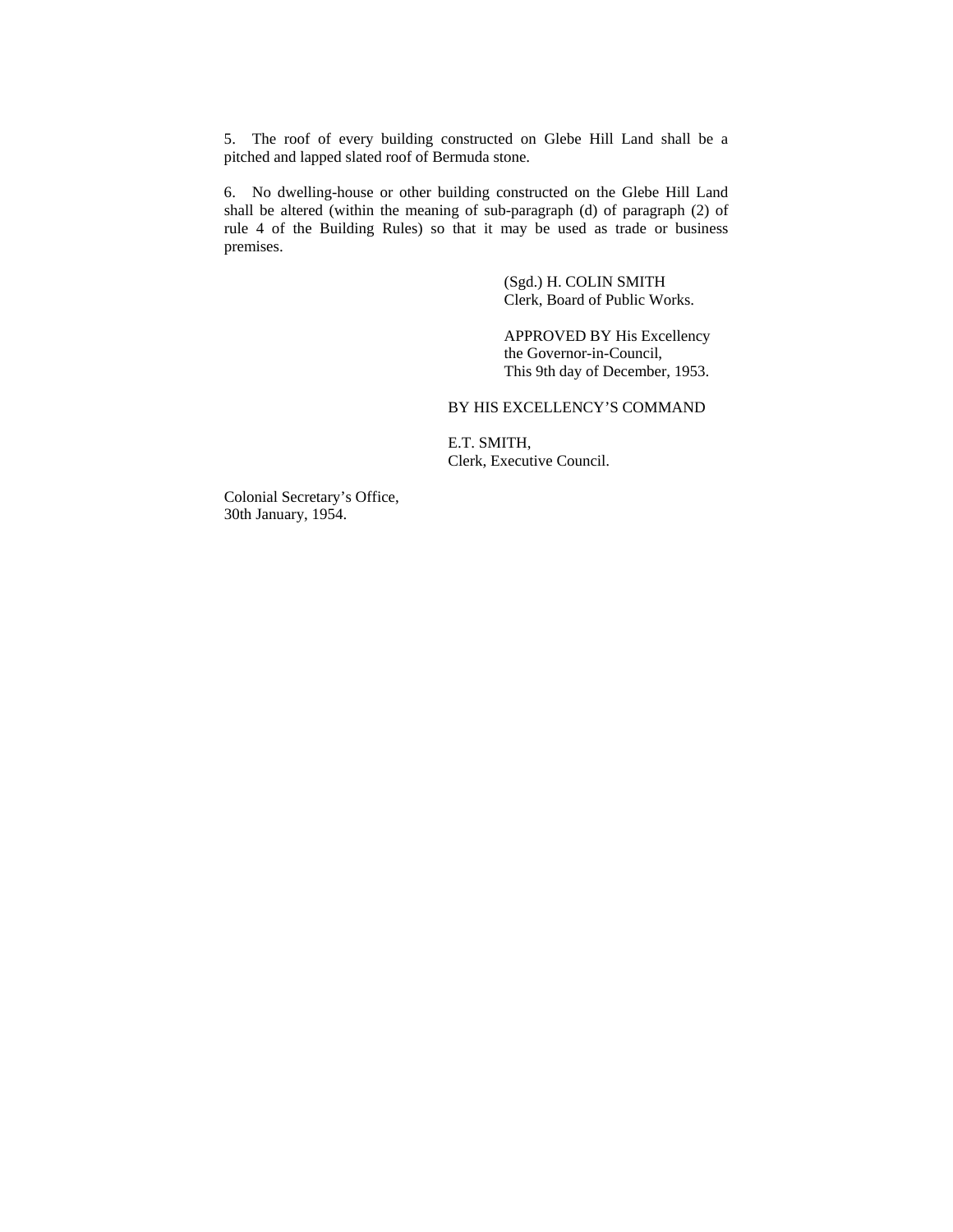5. The roof of every building constructed on Glebe Hill Land shall be a pitched and lapped slated roof of Bermuda stone.

6. No dwelling-house or other building constructed on the Glebe Hill Land shall be altered (within the meaning of sub-paragraph (d) of paragraph (2) of rule 4 of the Building Rules) so that it may be used as trade or business premises.

(Sgd.) H. COLIN SMITH
Clerk, Board of Public Works.

APPROVED BY His Excellency
the Governor-in-Council,
This 9th day of December, 1953.

BY HIS EXCELLENCY'S COMMAND

E.T. SMITH,
Clerk, Executive Council.

Colonial Secretary's Office,
30th January, 1954.